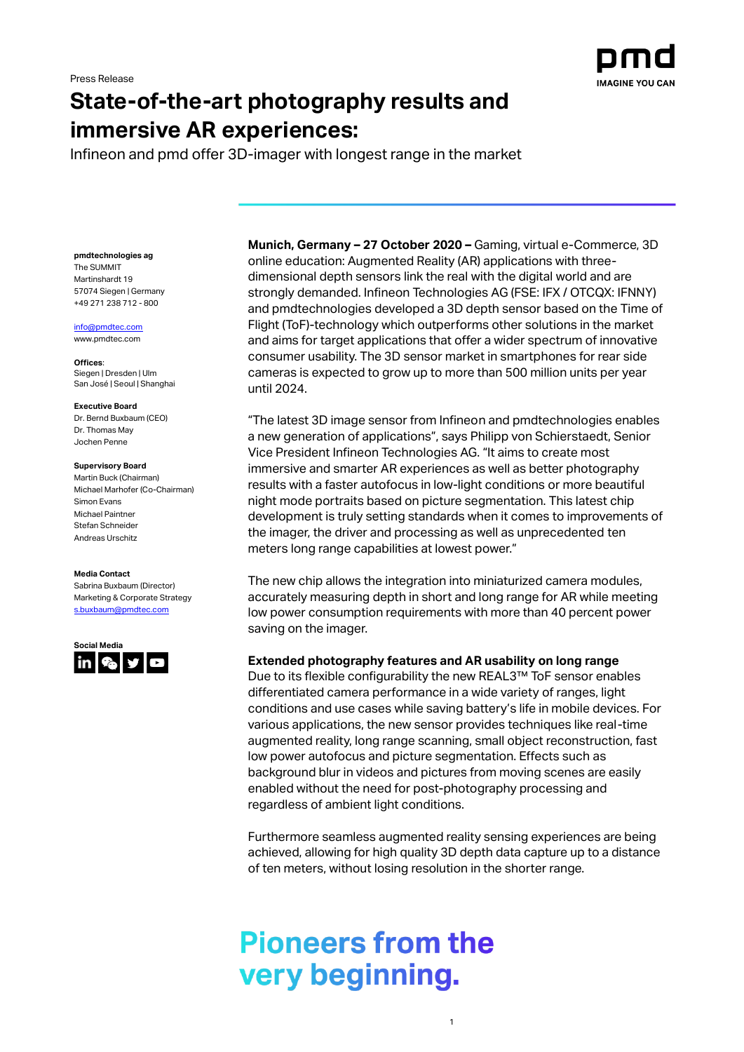Press Release

# State-of-the-art photography results and immersive AR experiences:

Infineon and pmd offer 3D-imager with longest range in the market

**pmdtechnologies ag**
The SUMMIT
Martinshardt 19
57074 Siegen | Germany
+49 271 238 712 - 800

info@pmdtec.com
www.pmdtec.com

**Offices**:
Siegen | Dresden | Ulm
San José | Seoul | Shanghai

**Executive Board**
Dr. Bernd Buxbaum (CEO)
Dr. Thomas May
Jochen Penne

**Supervisory Board**
Martin Buck (Chairman)
Michael Marhofer (Co-Chairman)
Simon Evans
Michael Paintner
Stefan Schneider
Andreas Urschitz

**Media Contact**
Sabrina Buxbaum (Director)
Marketing & Corporate Strategy
s.buxbaum@pmdtec.com

**Social Media**

**Munich, Germany – 27 October 2020 –** Gaming, virtual e-Commerce, 3D online education: Augmented Reality (AR) applications with three-dimensional depth sensors link the real with the digital world and are strongly demanded. Infineon Technologies AG (FSE: IFX / OTCQX: IFNNY) and pmdtechnologies developed a 3D depth sensor based on the Time of Flight (ToF)-technology which outperforms other solutions in the market and aims for target applications that offer a wider spectrum of innovative consumer usability. The 3D sensor market in smartphones for rear side cameras is expected to grow up to more than 500 million units per year until 2024.

"The latest 3D image sensor from Infineon and pmdtechnologies enables a new generation of applications", says Philipp von Schierstaedt, Senior Vice President Infineon Technologies AG. "It aims to create most immersive and smarter AR experiences as well as better photography results with a faster autofocus in low-light conditions or more beautiful night mode portraits based on picture segmentation. This latest chip development is truly setting standards when it comes to improvements of the imager, the driver and processing as well as unprecedented ten meters long range capabilities at lowest power."

The new chip allows the integration into miniaturized camera modules, accurately measuring depth in short and long range for AR while meeting low power consumption requirements with more than 40 percent power saving on the imager.

**Extended photography features and AR usability on long range**

Due to its flexible configurability the new REAL3™ ToF sensor enables differentiated camera performance in a wide variety of ranges, light conditions and use cases while saving battery's life in mobile devices. For various applications, the new sensor provides techniques like real-time augmented reality, long range scanning, small object reconstruction, fast low power autofocus and picture segmentation. Effects such as background blur in videos and pictures from moving scenes are easily enabled without the need for post-photography processing and regardless of ambient light conditions.

Furthermore seamless augmented reality sensing experiences are being achieved, allowing for high quality 3D depth data capture up to a distance of ten meters, without losing resolution in the shorter range.

**Pioneers from the very beginning.**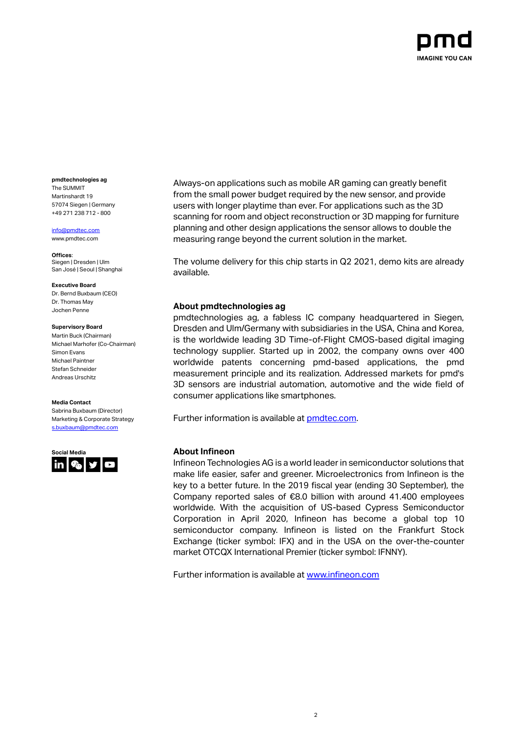Always-on applications such as mobile AR gaming can greatly benefit from the small power budget required by the new sensor, and provide users with longer playtime than ever. For applications such as the 3D scanning for room and object reconstruction or 3D mapping for furniture planning and other design applications the sensor allows to double the measuring range beyond the current solution in the market.

The volume delivery for this chip starts in Q2 2021, demo kits are already available.

## About pmdtechnologies ag

pmdtechnologies ag, a fabless IC company headquartered in Siegen, Dresden and Ulm/Germany with subsidiaries in the USA, China and Korea, is the worldwide leading 3D Time-of-Flight CMOS-based digital imaging technology supplier. Started up in 2002, the company owns over 400 worldwide patents concerning pmd-based applications, the pmd measurement principle and its realization. Addressed markets for pmd's 3D sensors are industrial automation, automotive and the wide field of consumer applications like smartphones.

Further information is available at [pmdtec.com](pmdtec.com).

## About Infineon

Infineon Technologies AG is a world leader in semiconductor solutions that make life easier, safer and greener. Microelectronics from Infineon is the key to a better future. In the 2019 fiscal year (ending 30 September), the Company reported sales of €8.0 billion with around 41.400 employees worldwide. With the acquisition of US-based Cypress Semiconductor Corporation in April 2020, Infineon has become a global top 10 semiconductor company. Infineon is listed on the Frankfurt Stock Exchange (ticker symbol: IFX) and in the USA on the over-the-counter market OTCQX International Premier (ticker symbol: IFNNY).

Further information is available at [www.infineon.com](www.infineon.com)

**pmdtechnologies ag**
The SUMMIT
Martinshardt 19
57074 Siegen | Germany
+49 271 238 712 - 800

info@pmdtec.com
www.pmdtec.com

**Offices**:
Siegen | Dresden | Ulm
San José | Seoul | Shanghai

**Executive Board**
Dr. Bernd Buxbaum (CEO)
Dr. Thomas May
Jochen Penne

**Supervisory Board**
Martin Buck (Chairman)
Michael Marhofer (Co-Chairman)
Simon Evans
Michael Paintner
Stefan Schneider
Andreas Urschitz

**Media Contact**
Sabrina Buxbaum (Director)
Marketing & Corporate Strategy
s.buxbaum@pmdtec.com

**Social Media**